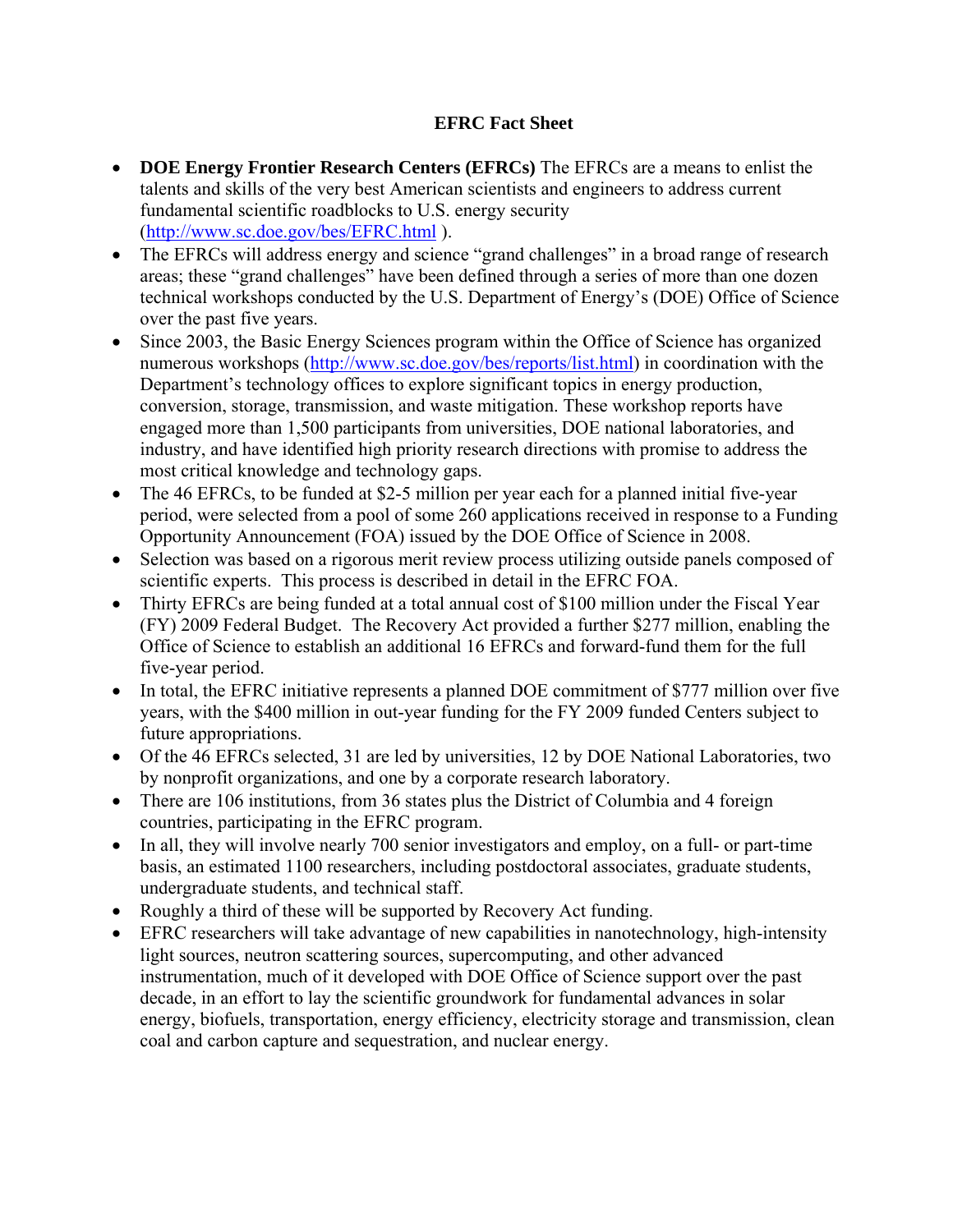# EFRC Fact Sheet

- **DOE Energy Frontier Research Centers (EFRCs)** The EFRCs are a means to enlist the talents and skills of the very best American scientists and engineers to address current fundamental scientific roadblocks to U.S. energy security (http://www.sc.doe.gov/bes/EFRC.html ).
- The EFRCs will address energy and science "grand challenges" in a broad range of research areas; these "grand challenges" have been defined through a series of more than one dozen technical workshops conducted by the U.S. Department of Energy's (DOE) Office of Science over the past five years.
- Since 2003, the Basic Energy Sciences program within the Office of Science has organized numerous workshops (http://www.sc.doe.gov/bes/reports/list.html) in coordination with the Department's technology offices to explore significant topics in energy production, conversion, storage, transmission, and waste mitigation. These workshop reports have engaged more than 1,500 participants from universities, DOE national laboratories, and industry, and have identified high priority research directions with promise to address the most critical knowledge and technology gaps.
- The 46 EFRCs, to be funded at $2-5 million per year each for a planned initial five-year period, were selected from a pool of some 260 applications received in response to a Funding Opportunity Announcement (FOA) issued by the DOE Office of Science in 2008.
- Selection was based on a rigorous merit review process utilizing outside panels composed of scientific experts. This process is described in detail in the EFRC FOA.
- Thirty EFRCs are being funded at a total annual cost of $100 million under the Fiscal Year (FY) 2009 Federal Budget. The Recovery Act provided a further $277 million, enabling the Office of Science to establish an additional 16 EFRCs and forward-fund them for the full five-year period.
- In total, the EFRC initiative represents a planned DOE commitment of $777 million over five years, with the $400 million in out-year funding for the FY 2009 funded Centers subject to future appropriations.
- Of the 46 EFRCs selected, 31 are led by universities, 12 by DOE National Laboratories, two by nonprofit organizations, and one by a corporate research laboratory.
- There are 106 institutions, from 36 states plus the District of Columbia and 4 foreign countries, participating in the EFRC program.
- In all, they will involve nearly 700 senior investigators and employ, on a full- or part-time basis, an estimated 1100 researchers, including postdoctoral associates, graduate students, undergraduate students, and technical staff.
- Roughly a third of these will be supported by Recovery Act funding.
- EFRC researchers will take advantage of new capabilities in nanotechnology, high-intensity light sources, neutron scattering sources, supercomputing, and other advanced instrumentation, much of it developed with DOE Office of Science support over the past decade, in an effort to lay the scientific groundwork for fundamental advances in solar energy, biofuels, transportation, energy efficiency, electricity storage and transmission, clean coal and carbon capture and sequestration, and nuclear energy.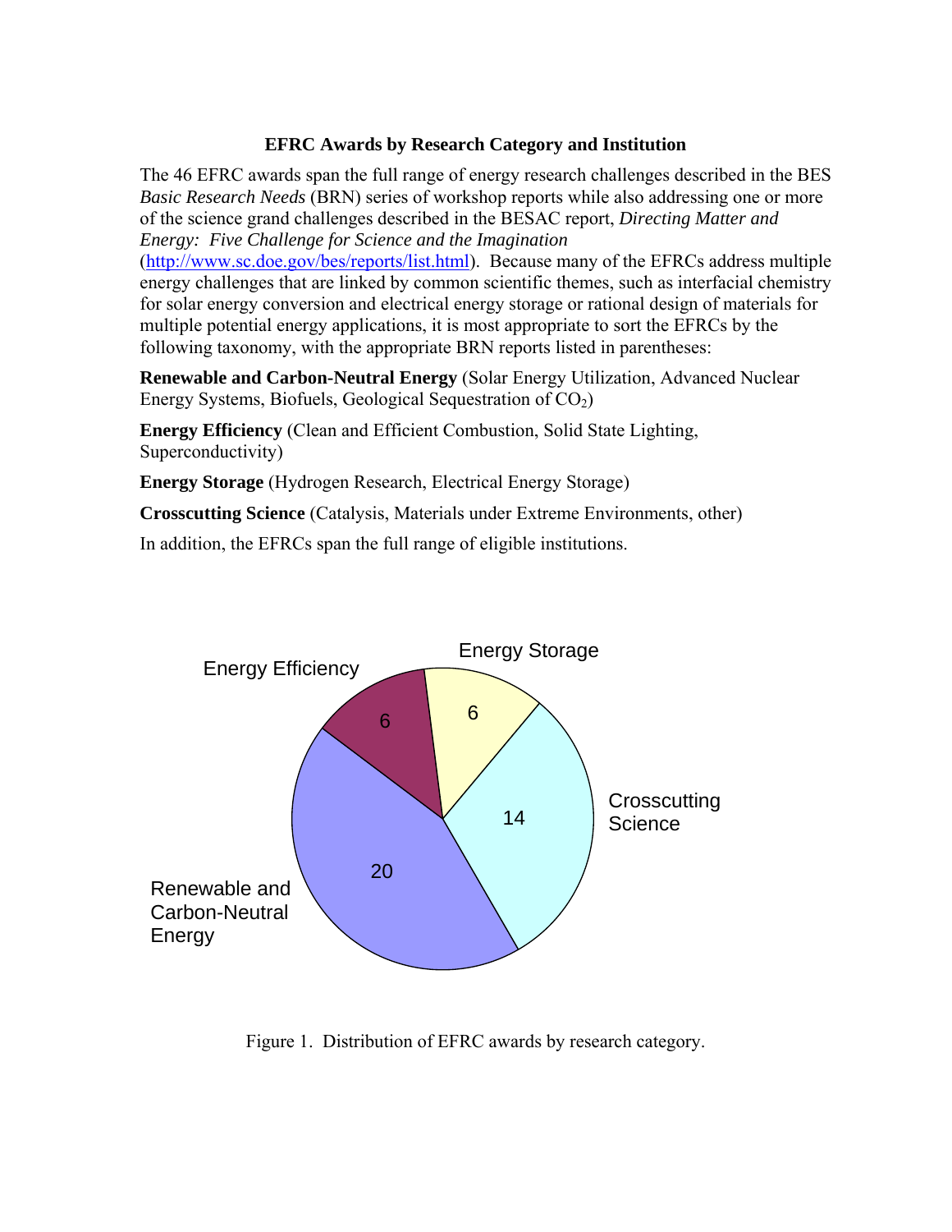**EFRC Awards by Research Category and Institution**

The 46 EFRC awards span the full range of energy research challenges described in the BES *Basic Research Needs* (BRN) series of workshop reports while also addressing one or more of the science grand challenges described in the BESAC report, *Directing Matter and Energy: Five Challenge for Science and the Imagination* (http://www.sc.doe.gov/bes/reports/list.html). Because many of the EFRCs address multiple energy challenges that are linked by common scientific themes, such as interfacial chemistry for solar energy conversion and electrical energy storage or rational design of materials for multiple potential energy applications, it is most appropriate to sort the EFRCs by the following taxonomy, with the appropriate BRN reports listed in parentheses:

**Renewable and Carbon-Neutral Energy** (Solar Energy Utilization, Advanced Nuclear Energy Systems, Biofuels, Geological Sequestration of $CO_2$)

**Energy Efficiency** (Clean and Efficient Combustion, Solid State Lighting, Superconductivity)

**Energy Storage** (Hydrogen Research, Electrical Energy Storage)

**Crosscutting Science** (Catalysis, Materials under Extreme Environments, other)

In addition, the EFRCs span the full range of eligible institutions.

| Research Category | Number of Awards |
| --- | --- |
| Renewable and Carbon-Neutral Energy | 20 |
| Energy Efficiency | 6 |
| Energy Storage | 6 |
| Crosscutting Science | 14 |

Figure 1. Distribution of EFRC awards by research category.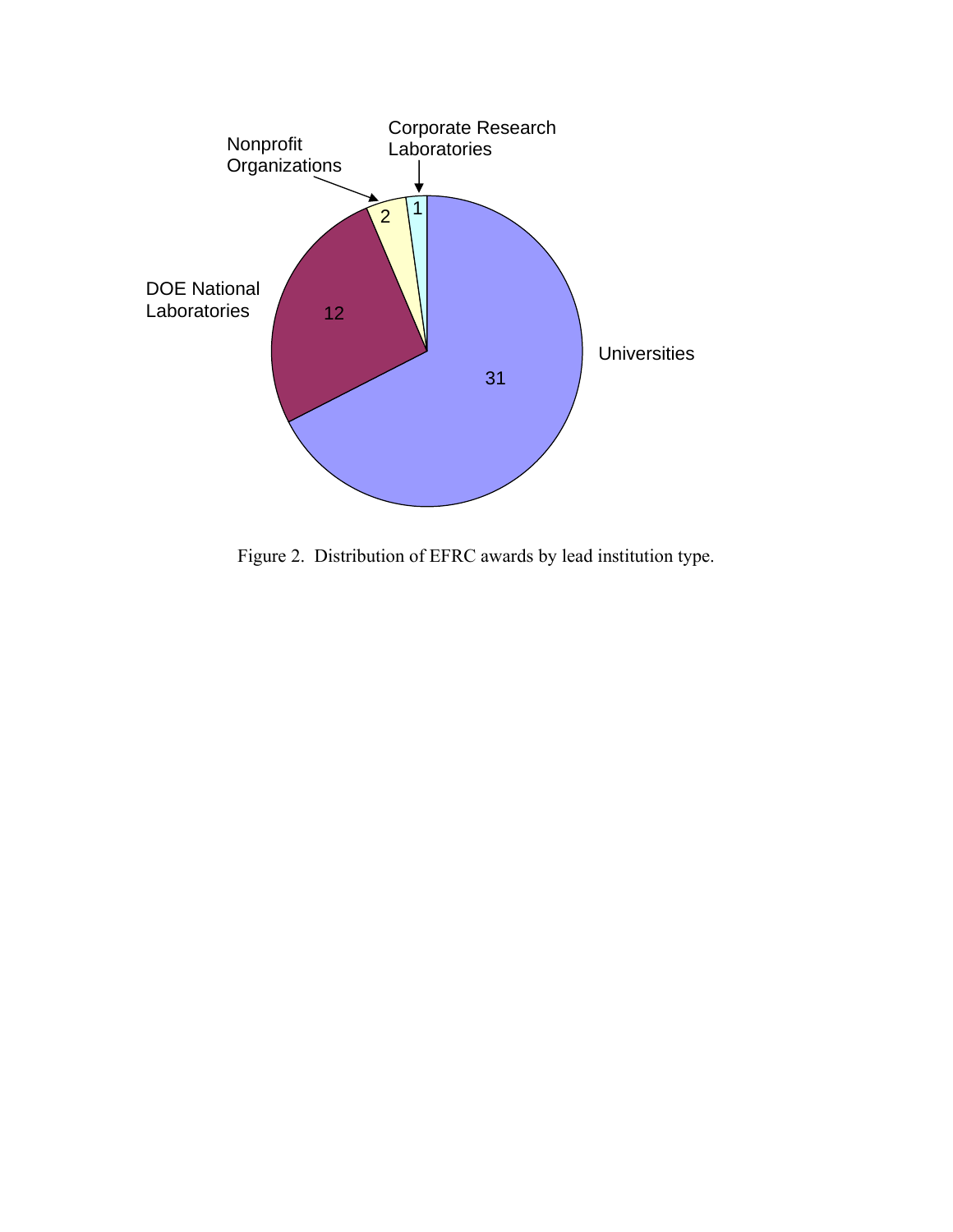Corporate Research Laboratories

Nonprofit Organizations

DOE National Laboratories

Universities

1

2

12

31

Figure 2. Distribution of EFRC awards by lead institution type.